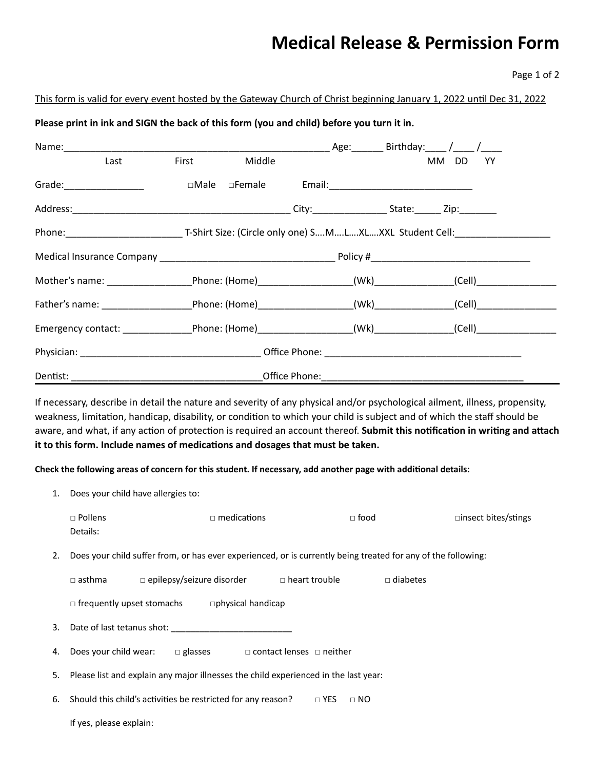# Medical Release & Permission Form

This form is valid for every event hosted by the Gateway Church of Christ beginning January 1, 2022 until Dec 31, 2022

**Please print in ink and SIGN the back of this form (you and child) before you turn it in.**

Name:___________________________________________________ Age:______ Birthday:____ /____ /____
Last First Middle MM DD YY

Grade:_______________ □Male □Female Email:____________________________

Address:__________________________________________ City:______________ State:_____ Zip:_______

Phone:______________________ T-Shirt Size: (Circle only one) S….M….L….XL….XXL Student Cell:__________________

Medical Insurance Company __________________________________ Policy #______________________________

Mother's name: ________________Phone: (Home)__________________(Wk)_______________(Cell)_______________

Father's name: _________________Phone: (Home)__________________(Wk)_______________(Cell)_______________

Emergency contact: _____________Phone: (Home)__________________(Wk)_______________(Cell)_______________

Physician: __________________________________ Office Phone: _____________________________________

Dentist: ____________________________________Office Phone:______________________________________

If necessary, describe in detail the nature and severity of any physical and/or psychological ailment, illness, propensity, weakness, limitation, handicap, disability, or condition to which your child is subject and of which the staff should be aware, and what, if any action of protection is required an account thereof. **Submit this notification in writing and attach it to this form. Include names of medications and dosages that must be taken.**

**Check the following areas of concern for this student. If necessary, add another page with additional details:**

1. Does your child have allergies to:

   □ Pollens □ medications □ food □insect bites/stings
   Details:

2. Does your child suffer from, or has ever experienced, or is currently being treated for any of the following:

   □ asthma □ epilepsy/seizure disorder □ heart trouble □ diabetes

   □ frequently upset stomachs □physical handicap

3. Date of last tetanus shot: _________________________

4. Does your child wear: □ glasses □ contact lenses □ neither

5. Please list and explain any major illnesses the child experienced in the last year:

6. Should this child's activities be restricted for any reason? □ YES □ NO

   If yes, please explain: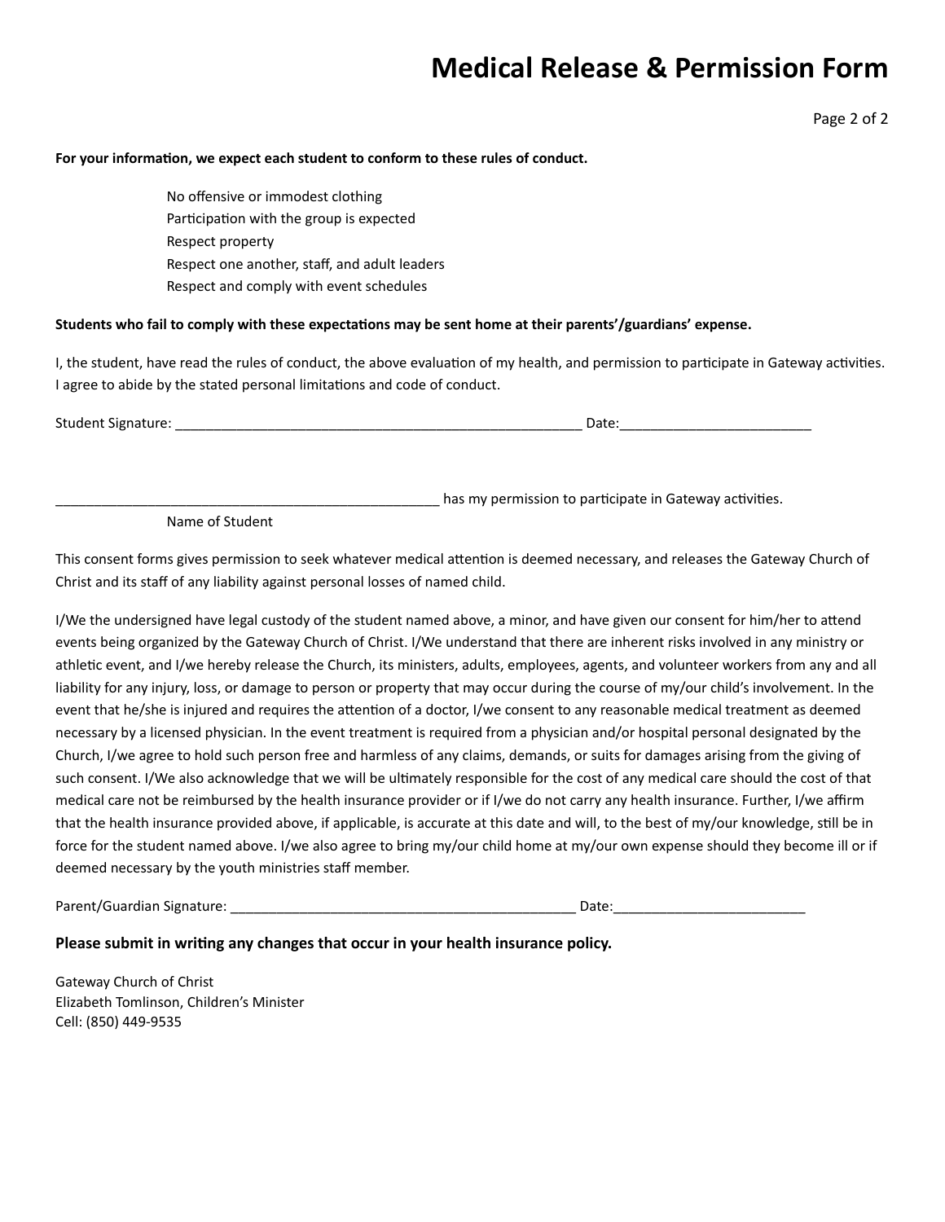# Medical Release & Permission Form

**For your information, we expect each student to conform to these rules of conduct.**

- No offensive or immodest clothing
- Participation with the group is expected
- Respect property
- Respect one another, staff, and adult leaders
- Respect and comply with event schedules

**Students who fail to comply with these expectations may be sent home at their parents'/guardians' expense.**

I, the student, have read the rules of conduct, the above evaluation of my health, and permission to participate in Gateway activities. I agree to abide by the stated personal limitations and code of conduct.

Student Signature: ______________________________________________________ Date:_________________________

____________________________________________________ has my permission to participate in Gateway activities.
Name of Student

This consent forms gives permission to seek whatever medical attention is deemed necessary, and releases the Gateway Church of Christ and its staff of any liability against personal losses of named child.

I/We the undersigned have legal custody of the student named above, a minor, and have given our consent for him/her to attend events being organized by the Gateway Church of Christ. I/We understand that there are inherent risks involved in any ministry or athletic event, and I/we hereby release the Church, its ministers, adults, employees, agents, and volunteer workers from any and all liability for any injury, loss, or damage to person or property that may occur during the course of my/our child's involvement. In the event that he/she is injured and requires the attention of a doctor, I/we consent to any reasonable medical treatment as deemed necessary by a licensed physician. In the event treatment is required from a physician and/or hospital personal designated by the Church, I/we agree to hold such person free and harmless of any claims, demands, or suits for damages arising from the giving of such consent. I/We also acknowledge that we will be ultimately responsible for the cost of any medical care should the cost of that medical care not be reimbursed by the health insurance provider or if I/we do not carry any health insurance. Further, I/we affirm that the health insurance provided above, if applicable, is accurate at this date and will, to the best of my/our knowledge, still be in force for the student named above. I/we also agree to bring my/our child home at my/our own expense should they become ill or if deemed necessary by the youth ministries staff member.

Parent/Guardian Signature: ______________________________________________ Date:_________________________

**Please submit in writing any changes that occur in your health insurance policy.**

Gateway Church of Christ
Elizabeth Tomlinson, Children's Minister
Cell: (850) 449-9535